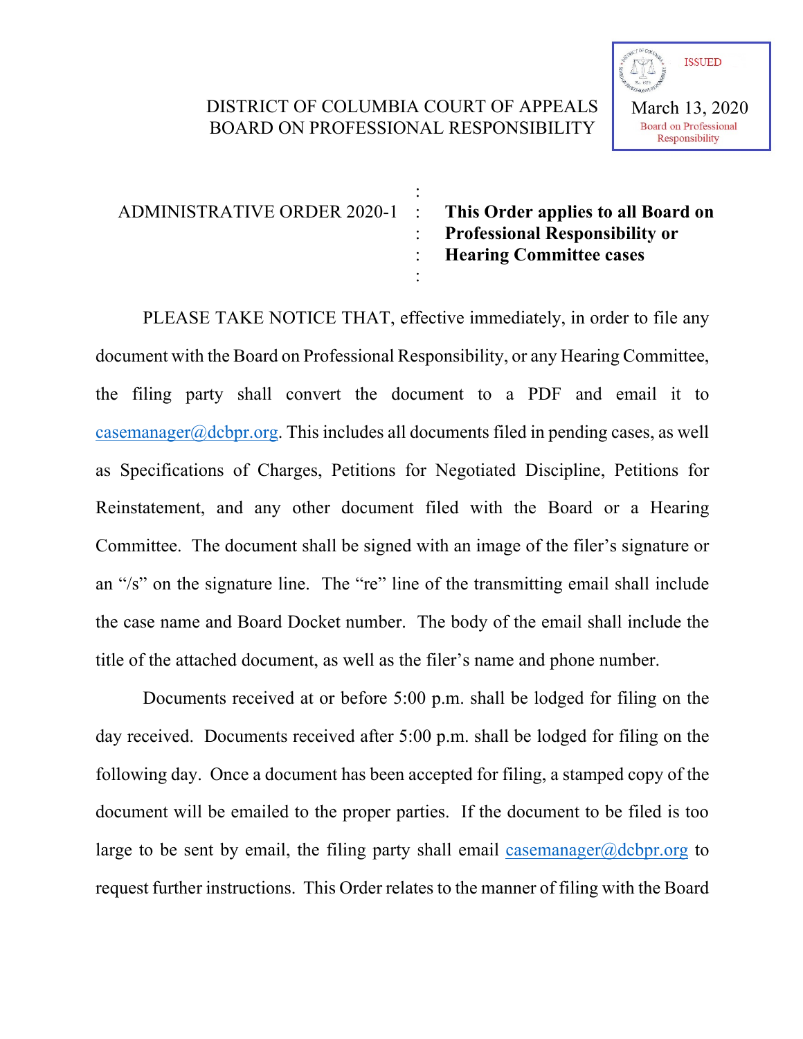ISSUED
March 13, 2020
Board on Professional Responsibility

DISTRICT OF COLUMBIA COURT OF APPEALS
BOARD ON PROFESSIONAL RESPONSIBILITY

ADMINISTRATIVE ORDER 2020-1

**This Order applies to all Board on Professional Responsibility or Hearing Committee cases**

PLEASE TAKE NOTICE THAT, effective immediately, in order to file any document with the Board on Professional Responsibility, or any Hearing Committee, the filing party shall convert the document to a PDF and email it to casemanager@dcbpr.org. This includes all documents filed in pending cases, as well as Specifications of Charges, Petitions for Negotiated Discipline, Petitions for Reinstatement, and any other document filed with the Board or a Hearing Committee. The document shall be signed with an image of the filer's signature or an "/s" on the signature line. The "re" line of the transmitting email shall include the case name and Board Docket number. The body of the email shall include the title of the attached document, as well as the filer's name and phone number.

Documents received at or before 5:00 p.m. shall be lodged for filing on the day received. Documents received after 5:00 p.m. shall be lodged for filing on the following day. Once a document has been accepted for filing, a stamped copy of the document will be emailed to the proper parties. If the document to be filed is too large to be sent by email, the filing party shall email casemanager@dcbpr.org to request further instructions. This Order relates to the manner of filing with the Board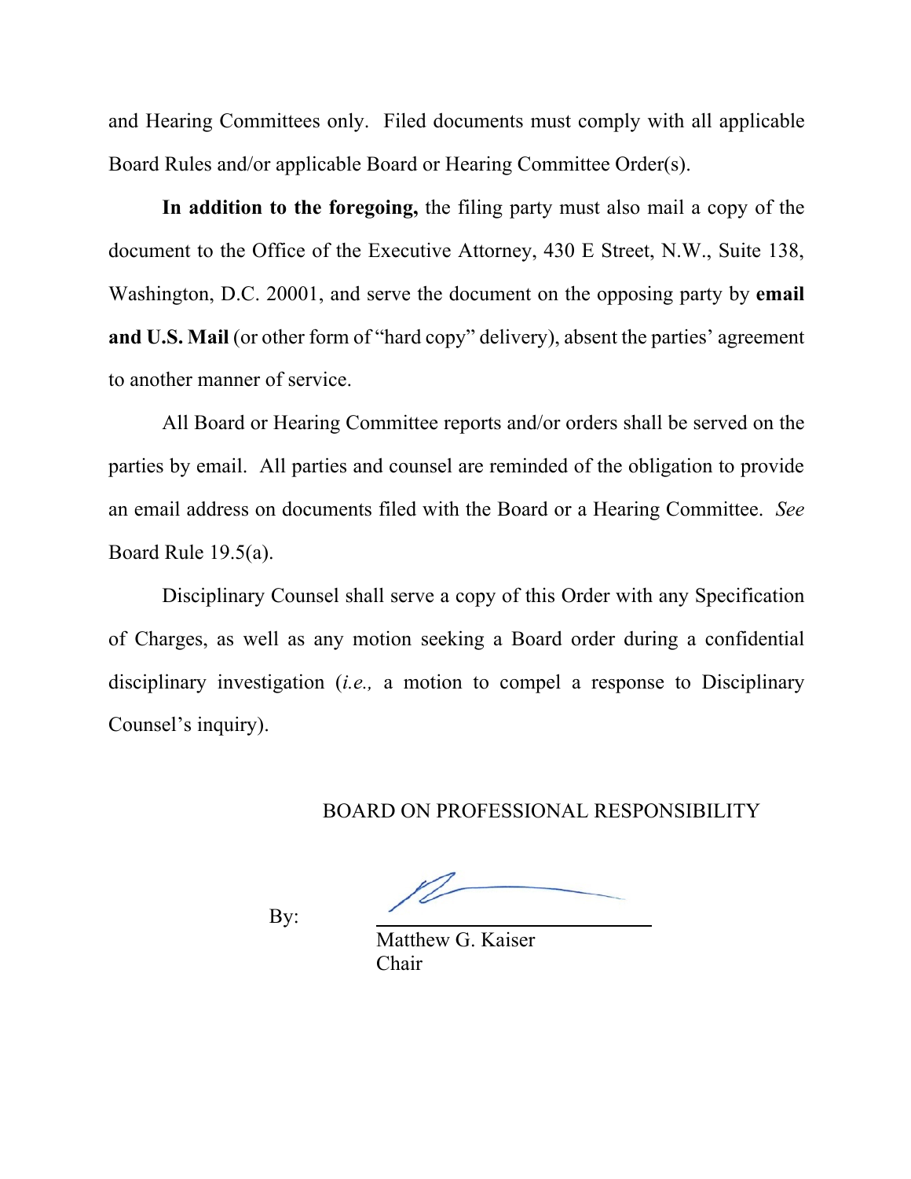and Hearing Committees only. Filed documents must comply with all applicable Board Rules and/or applicable Board or Hearing Committee Order(s).

**In addition to the foregoing,** the filing party must also mail a copy of the document to the Office of the Executive Attorney, 430 E Street, N.W., Suite 138, Washington, D.C. 20001, and serve the document on the opposing party by **email and U.S. Mail** (or other form of "hard copy" delivery), absent the parties' agreement to another manner of service.

All Board or Hearing Committee reports and/or orders shall be served on the parties by email. All parties and counsel are reminded of the obligation to provide an email address on documents filed with the Board or a Hearing Committee. *See* Board Rule 19.5(a).

Disciplinary Counsel shall serve a copy of this Order with any Specification of Charges, as well as any motion seeking a Board order during a confidential disciplinary investigation (*i.e.,* a motion to compel a response to Disciplinary Counsel's inquiry).

BOARD ON PROFESSIONAL RESPONSIBILITY

By: ______________________________

Matthew G. Kaiser
Chair